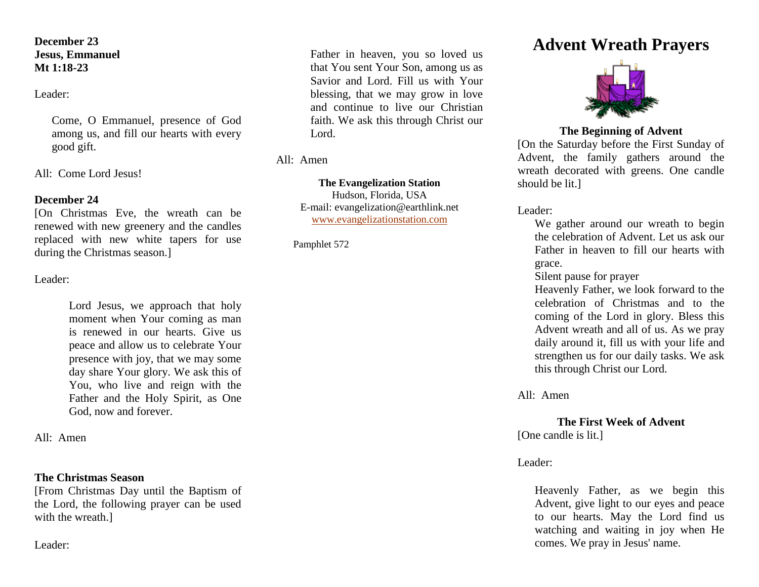**December 23**
**Jesus, Emmanuel**
**Mt 1:18-23**

Leader:

Come, O Emmanuel, presence of God among us, and fill our hearts with every good gift.

All: Come Lord Jesus!

**December 24**

[On Christmas Eve, the wreath can be renewed with new greenery and the candles replaced with new white tapers for use during the Christmas season.]

Leader:

Lord Jesus, we approach that holy moment when Your coming as man is renewed in our hearts. Give us peace and allow us to celebrate Your presence with joy, that we may some day share Your glory. We ask this of You, who live and reign with the Father and the Holy Spirit, as One God, now and forever.

All: Amen

**The Christmas Season**

[From Christmas Day until the Baptism of the Lord, the following prayer can be used with the wreath.]

Leader:

Father in heaven, you so loved us that You sent Your Son, among us as Savior and Lord. Fill us with Your blessing, that we may grow in love and continue to live our Christian faith. We ask this through Christ our Lord.

All: Amen

**The Evangelization Station**
Hudson, Florida, USA
E-mail: evangelization@earthlink.net
www.evangelizationstation.com

Pamphlet 572

# Advent Wreath Prayers

### The Beginning of Advent

[On the Saturday before the First Sunday of Advent, the family gathers around the wreath decorated with greens. One candle should be lit.]

Leader:

We gather around our wreath to begin the celebration of Advent. Let us ask our Father in heaven to fill our hearts with grace.

Silent pause for prayer

Heavenly Father, we look forward to the celebration of Christmas and to the coming of the Lord in glory. Bless this Advent wreath and all of us. As we pray daily around it, fill us with your life and strengthen us for our daily tasks. We ask this through Christ our Lord.

All: Amen

### The First Week of Advent

[One candle is lit.]

Leader:

Heavenly Father, as we begin this Advent, give light to our eyes and peace to our hearts. May the Lord find us watching and waiting in joy when He comes. We pray in Jesus' name.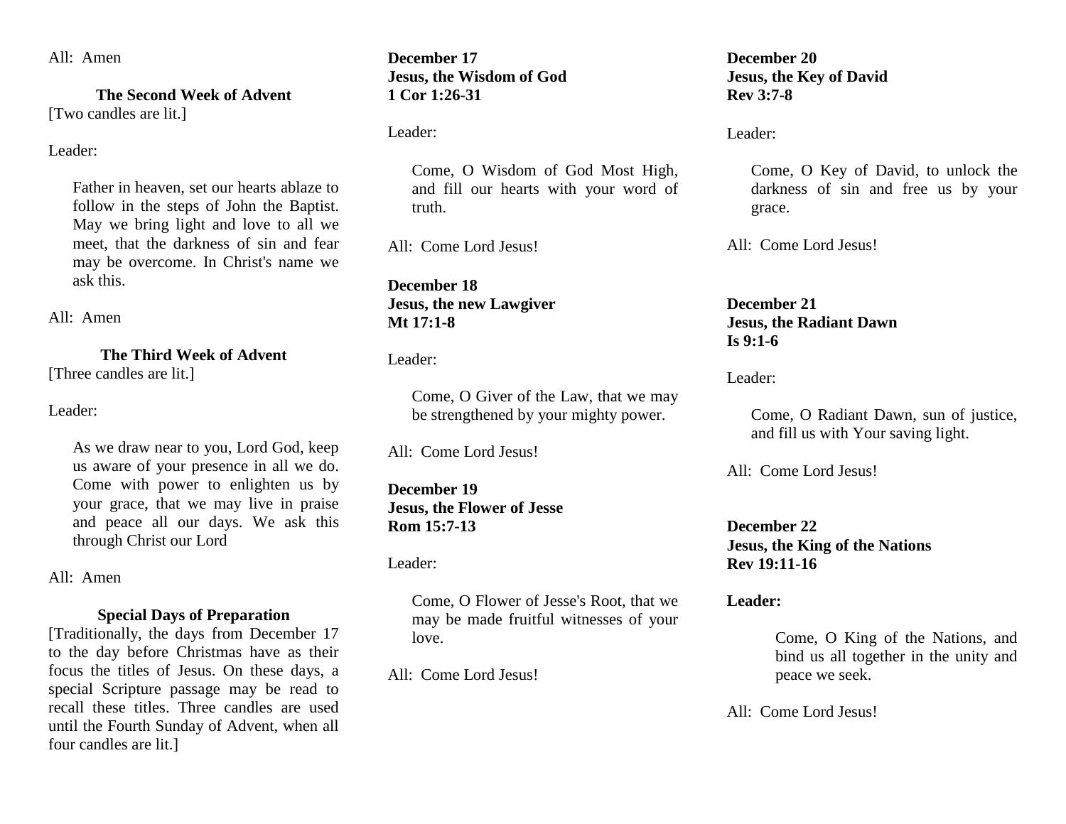All: Amen

### The Second Week of Advent

[Two candles are lit.]

Leader:

> Father in heaven, set our hearts ablaze to follow in the steps of John the Baptist. May we bring light and love to all we meet, that the darkness of sin and fear may be overcome. In Christ's name we ask this.

All: Amen

### The Third Week of Advent

[Three candles are lit.]

Leader:

> As we draw near to you, Lord God, keep us aware of your presence in all we do. Come with power to enlighten us by your grace, that we may live in praise and peace all our days. We ask this through Christ our Lord

All: Amen

### Special Days of Preparation

[Traditionally, the days from December 17 to the day before Christmas have as their focus the titles of Jesus. On these days, a special Scripture passage may be read to recall these titles. Three candles are used until the Fourth Sunday of Advent, when all four candles are lit.]

**December 17**
**Jesus, the Wisdom of God**
**1 Cor 1:26-31**

Leader:

> Come, O Wisdom of God Most High, and fill our hearts with your word of truth.

All: Come Lord Jesus!

**December 18**
**Jesus, the new Lawgiver**
**Mt 17:1-8**

Leader:

> Come, O Giver of the Law, that we may be strengthened by your mighty power.

All: Come Lord Jesus!

**December 19**
**Jesus, the Flower of Jesse**
**Rom 15:7-13**

Leader:

> Come, O Flower of Jesse's Root, that we may be made fruitful witnesses of your love.

All: Come Lord Jesus!

**December 20**
**Jesus, the Key of David**
**Rev 3:7-8**

Leader:

> Come, O Key of David, to unlock the darkness of sin and free us by your grace.

All: Come Lord Jesus!

**December 21**
**Jesus, the Radiant Dawn**
**Is 9:1-6**

Leader:

> Come, O Radiant Dawn, sun of justice, and fill us with Your saving light.

All: Come Lord Jesus!

**December 22**
**Jesus, the King of the Nations**
**Rev 19:11-16**

**Leader:**

> Come, O King of the Nations, and bind us all together in the unity and peace we seek.

All: Come Lord Jesus!